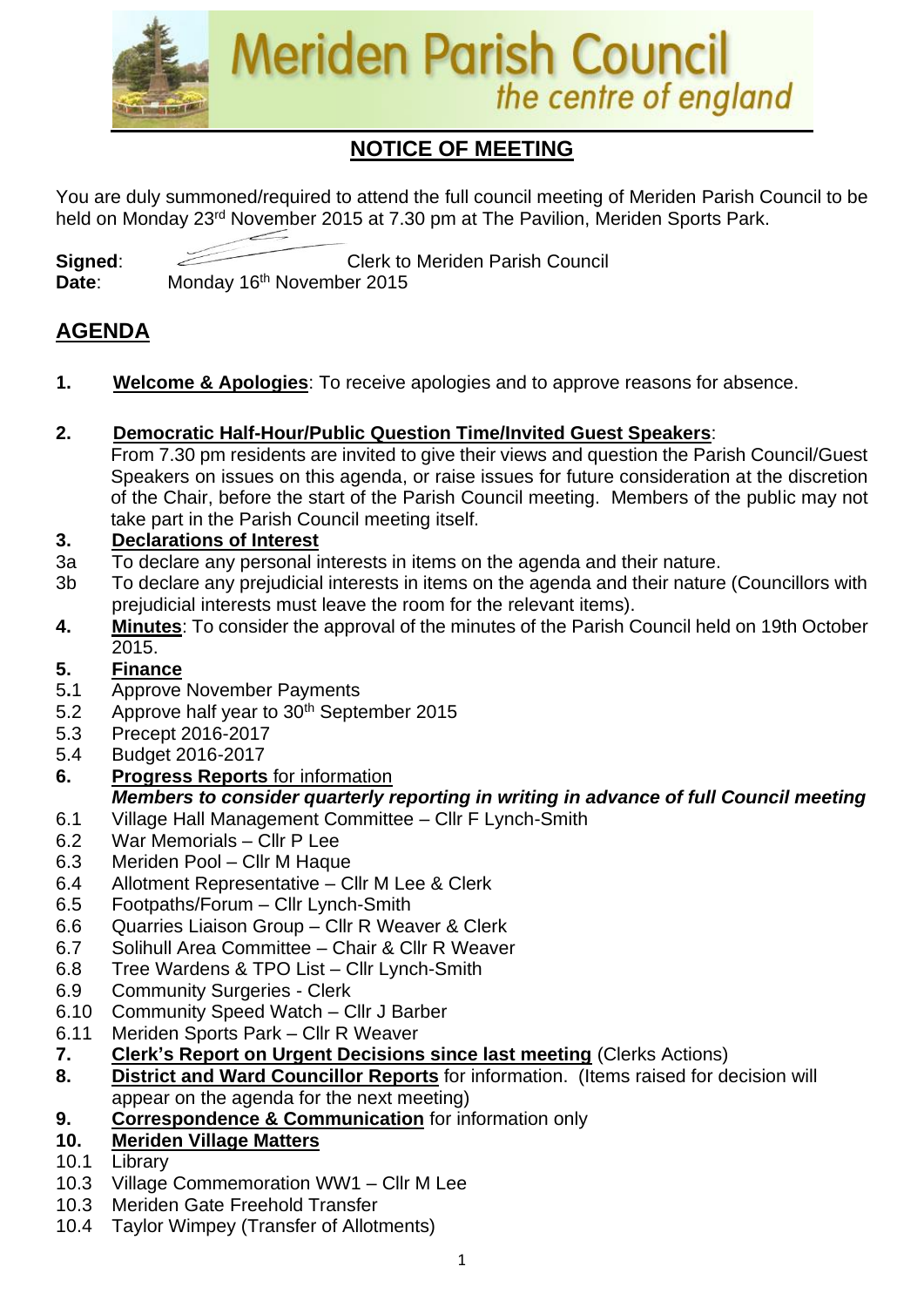# Meriden Parish Council

*the centre of england*

## NOTICE OF MEETING

You are duly summoned/required to attend the full council meeting of Meriden Parish Council to be held on Monday 23rd November 2015 at 7.30 pm at The Pavilion, Meriden Sports Park.

**Signed**: Clerk to Meriden Parish Council
**Date**: Monday 16th November 2015

## AGENDA

1. **Welcome & Apologies**: To receive apologies and to approve reasons for absence.

2. **Democratic Half-Hour/Public Question Time/Invited Guest Speakers**:
From 7.30 pm residents are invited to give their views and question the Parish Council/Guest Speakers on issues on this agenda, or raise issues for future consideration at the discretion of the Chair, before the start of the Parish Council meeting. Members of the public may not take part in the Parish Council meeting itself.

3. **Declarations of Interest**
   - 3a To declare any personal interests in items on the agenda and their nature.
   - 3b To declare any prejudicial interests in items on the agenda and their nature (Councillors with prejudicial interests must leave the room for the relevant items).

4. **Minutes**: To consider the approval of the minutes of the Parish Council held on 19th October 2015.

5. **Finance**
   - 5.1 Approve November Payments
   - 5.2 Approve half year to 30th September 2015
   - 5.3 Precept 2016-2017
   - 5.4 Budget 2016-2017

6. **Progress Reports** for information
***Members to consider quarterly reporting in writing in advance of full Council meeting***
   - 6.1 Village Hall Management Committee – Cllr F Lynch-Smith
   - 6.2 War Memorials – Cllr P Lee
   - 6.3 Meriden Pool – Cllr M Haque
   - 6.4 Allotment Representative – Cllr M Lee & Clerk
   - 6.5 Footpaths/Forum – Cllr Lynch-Smith
   - 6.6 Quarries Liaison Group – Cllr R Weaver & Clerk
   - 6.7 Solihull Area Committee – Chair & Cllr R Weaver
   - 6.8 Tree Wardens & TPO List – Cllr Lynch-Smith
   - 6.9 Community Surgeries - Clerk
   - 6.10 Community Speed Watch – Cllr J Barber
   - 6.11 Meriden Sports Park – Cllr R Weaver

7. **Clerk's Report on Urgent Decisions since last meeting** (Clerks Actions)

8. **District and Ward Councillor Reports** for information. (Items raised for decision will appear on the agenda for the next meeting)

9. **Correspondence & Communication** for information only

10. **Meriden Village Matters**
    - 10.1 Library
    - 10.3 Village Commemoration WW1 – Cllr M Lee
    - 10.3 Meriden Gate Freehold Transfer
    - 10.4 Taylor Wimpey (Transfer of Allotments)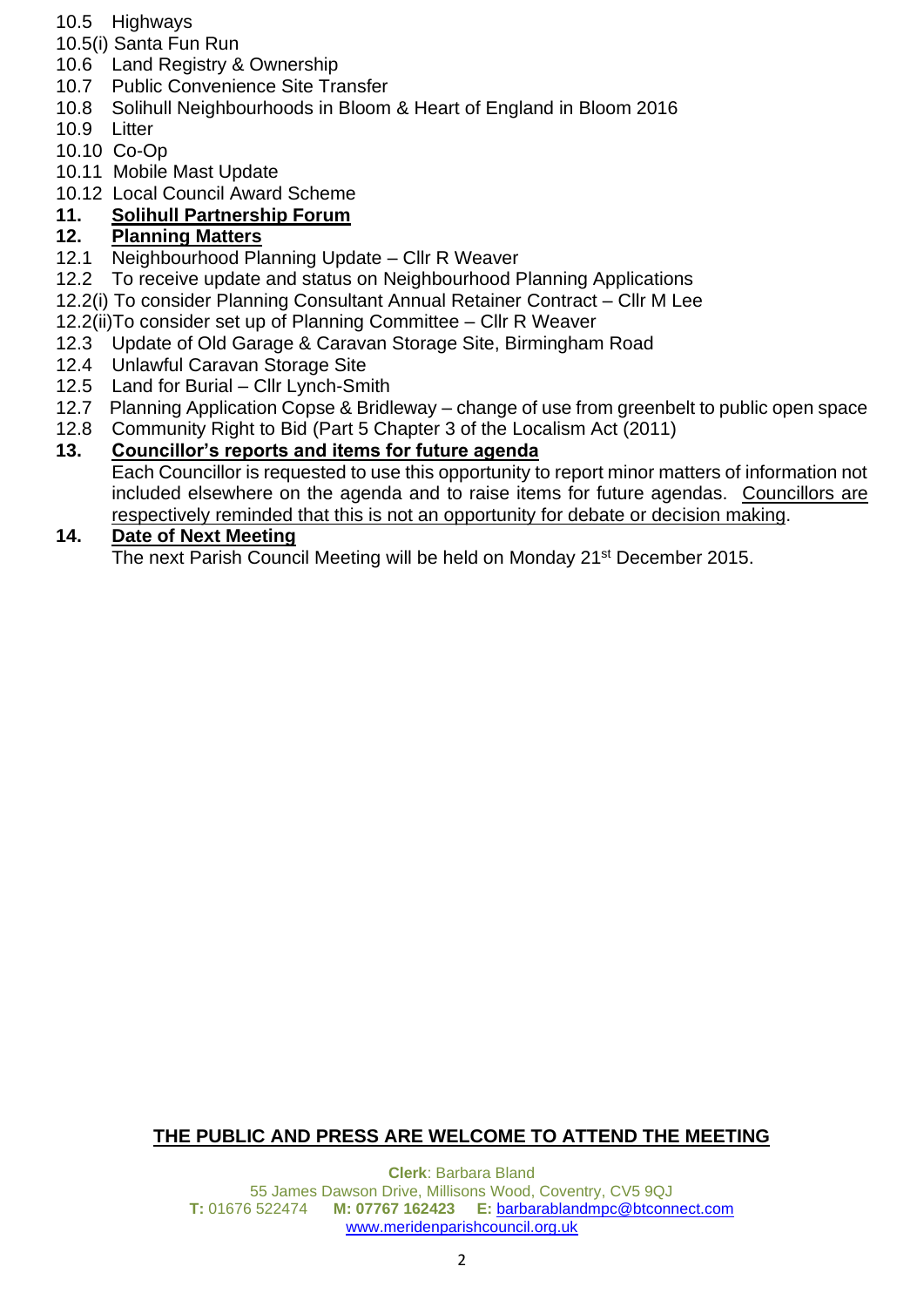10.5 Highways

10.5(i) Santa Fun Run

10.6 Land Registry & Ownership

10.7 Public Convenience Site Transfer

10.8 Solihull Neighbourhoods in Bloom & Heart of England in Bloom 2016

10.9 Litter

10.10 Co-Op

10.11 Mobile Mast Update

10.12 Local Council Award Scheme

**11. Solihull Partnership Forum**

**12. Planning Matters**

12.1 Neighbourhood Planning Update – Cllr R Weaver

12.2 To receive update and status on Neighbourhood Planning Applications

12.2(i) To consider Planning Consultant Annual Retainer Contract – Cllr M Lee

12.2(ii)To consider set up of Planning Committee – Cllr R Weaver

12.3 Update of Old Garage & Caravan Storage Site, Birmingham Road

12.4 Unlawful Caravan Storage Site

12.5 Land for Burial – Cllr Lynch-Smith

12.7 Planning Application Copse & Bridleway – change of use from greenbelt to public open space

12.8 Community Right to Bid (Part 5 Chapter 3 of the Localism Act (2011)

**13. Councillor's reports and items for future agenda**

Each Councillor is requested to use this opportunity to report minor matters of information not included elsewhere on the agenda and to raise items for future agendas. Councillors are respectively reminded that this is not an opportunity for debate or decision making.

**14. Date of Next Meeting**

The next Parish Council Meeting will be held on Monday 21st December 2015.

**THE PUBLIC AND PRESS ARE WELCOME TO ATTEND THE MEETING**

**Clerk**: Barbara Bland

55 James Dawson Drive, Millisons Wood, Coventry, CV5 9QJ

**T:** 01676 522474 **M: 07767 162423 E:** barbarablandmpc@btconnect.com

www.meridenparishcouncil.org.uk